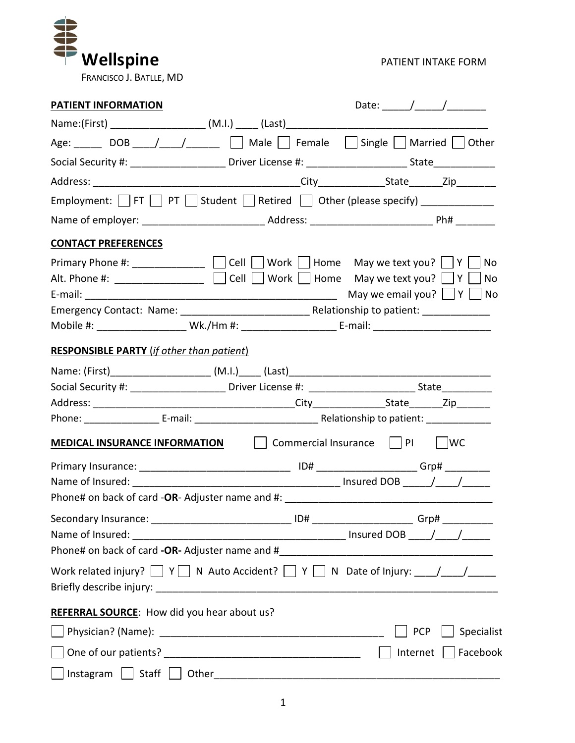# Wellspine

FRANCISCO J. BATLLE, MD

PATIENT INTAKE FORM

**PATIENT INFORMATION** Date: _____/_____/_______

Name:(First) _________________ (M.I.) ____ (Last)____________________________________

Age: _____ DOB ____/____/______ ☐ Male ☐ Female ☐ Single ☐ Married ☐ Other

Social Security #: _________________ Driver License #: __________________ State___________

Address: _____________________________________City____________State______Zip_______

Employment: ☐ FT ☐ PT ☐ Student ☐ Retired ☐ Other (please specify) _____________

Name of employer: ______________________ Address: ______________________ Ph# _______

**CONTACT PREFERENCES**

Primary Phone #: _____________ ☐ Cell ☐ Work ☐ Home May we text you? ☐ Y ☐ No

Alt. Phone #: ________________ ☐ Cell ☐ Work ☐ Home May we text you? ☐ Y ☐ No

E-mail: _______________________________________________ May we email you? ☐ Y ☐ No

Emergency Contact: Name: _______________________ Relationship to patient: ____________

Mobile #: ________________ Wk./Hm #: _________________ E-mail: _____________________

**RESPONSIBLE PARTY** (*if other than patient*)

Name: (First)__________________ (M.I.)____ (Last)_____________________________________

Social Security #: _________________ Driver License #: ____________________ State_________

Address: _____________________________________City_____________State______Zip______

Phone: ______________ E-mail: _______________________ Relationship to patient: ____________

**MEDICAL INSURANCE INFORMATION** ☐ Commercial Insurance ☐ PI ☐ WC

Primary Insurance: ____________________________ ID# __________________ Grp# ________

Name of Insured: ______________________________________ Insured DOB _____/____/_____

Phone# on back of card -**OR**- Adjuster name and #: ______________________________________

Secondary Insurance: _________________________ ID# __________________ Grp# _________

Name of Insured: ________________________________________ Insured DOB ____/____/_____

Phone# on back of card **-OR-** Adjuster name and #_______________________________________

Work related injury? ☐ Y ☐ N Auto Accident? ☐ Y ☐ N Date of Injury: ____/____/_____

Briefly describe injury: _________________________________________________________________

**REFERRAL SOURCE**: How did you hear about us?

☐ Physician? (Name): ________________________________________ ☐ PCP ☐ Specialist

☐ One of our patients? ___________________________________ ☐ Internet ☐ Facebook

☐ Instagram ☐ Staff ☐ Other_____________________________________________________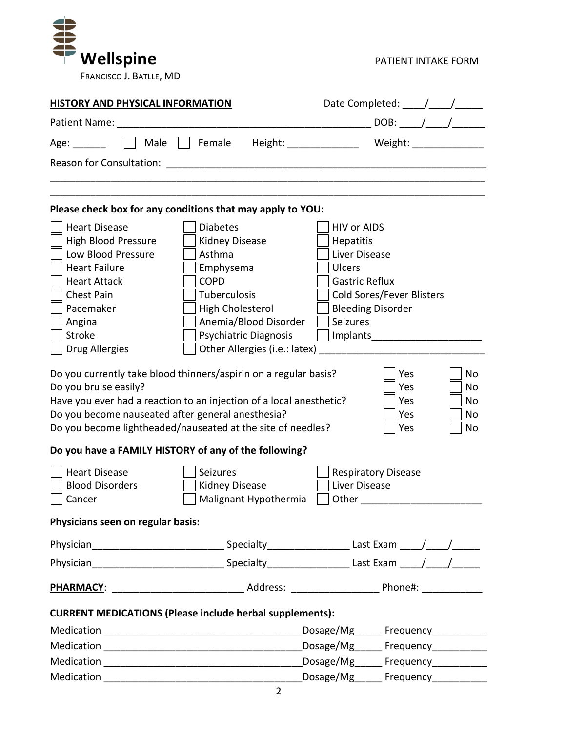**Wellspine**

FRANCISCO J. BATLLE, MD

PATIENT INTAKE FORM

**HISTORY AND PHYSICAL INFORMATION** Date Completed: ____/____/_____

Patient Name: _____________________________________________ DOB: ____/____/______

Age: ______ ☐ Male ☐ Female Height: _____________ Weight: _____________

Reason for Consultation: ___________________________________________________________

_____________________________________________________________________________

_____________________________________________________________________________

**Please check box for any conditions that may apply to YOU:**

| | | |
|---|---|---|
| ☐ Heart Disease | ☐ Diabetes | ☐ HIV or AIDS |
| ☐ High Blood Pressure | ☐ Kidney Disease | ☐ Hepatitis |
| ☐ Low Blood Pressure | ☐ Asthma | ☐ Liver Disease |
| ☐ Heart Failure | ☐ Emphysema | ☐ Ulcers |
| ☐ Heart Attack | ☐ COPD | ☐ Gastric Reflux |
| ☐ Chest Pain | ☐ Tuberculosis | ☐ Cold Sores/Fever Blisters |
| ☐ Pacemaker | ☐ High Cholesterol | ☐ Bleeding Disorder |
| ☐ Angina | ☐ Anemia/Blood Disorder | ☐ Seizures |
| ☐ Stroke | ☐ Psychiatric Diagnosis | ☐ Implants____________________ |
| ☐ Drug Allergies | ☐ Other Allergies (i.e.: latex) ______________________________ | |

| | | |
|---|---|---|
| Do you currently take blood thinners/aspirin on a regular basis? | ☐ Yes | ☐ No |
| Do you bruise easily? | ☐ Yes | ☐ No |
| Have you ever had a reaction to an injection of a local anesthetic? | ☐ Yes | ☐ No |
| Do you become nauseated after general anesthesia? | ☐ Yes | ☐ No |
| Do you become lightheaded/nauseated at the site of needles? | ☐ Yes | ☐ No |

**Do you have a FAMILY HISTORY of any of the following?**

| | | |
|---|---|---|
| ☐ Heart Disease | ☐ Seizures | ☐ Respiratory Disease |
| ☐ Blood Disorders | ☐ Kidney Disease | ☐ Liver Disease |
| ☐ Cancer | ☐ Malignant Hypothermia | ☐ Other ______________________ |

**Physicians seen on regular basis:**

Physician________________________ Specialty_______________ Last Exam ____/____/_____

Physician________________________ Specialty_______________ Last Exam ____/____/_____

**PHARMACY**: ________________________ Address: ________________ Phone#: ___________

**CURRENT MEDICATIONS (Please include herbal supplements):**

Medication ____________________________________Dosage/Mg_____ Frequency__________

Medication ____________________________________Dosage/Mg_____ Frequency__________

Medication ____________________________________Dosage/Mg_____ Frequency__________

Medication ____________________________________Dosage/Mg_____ Frequency__________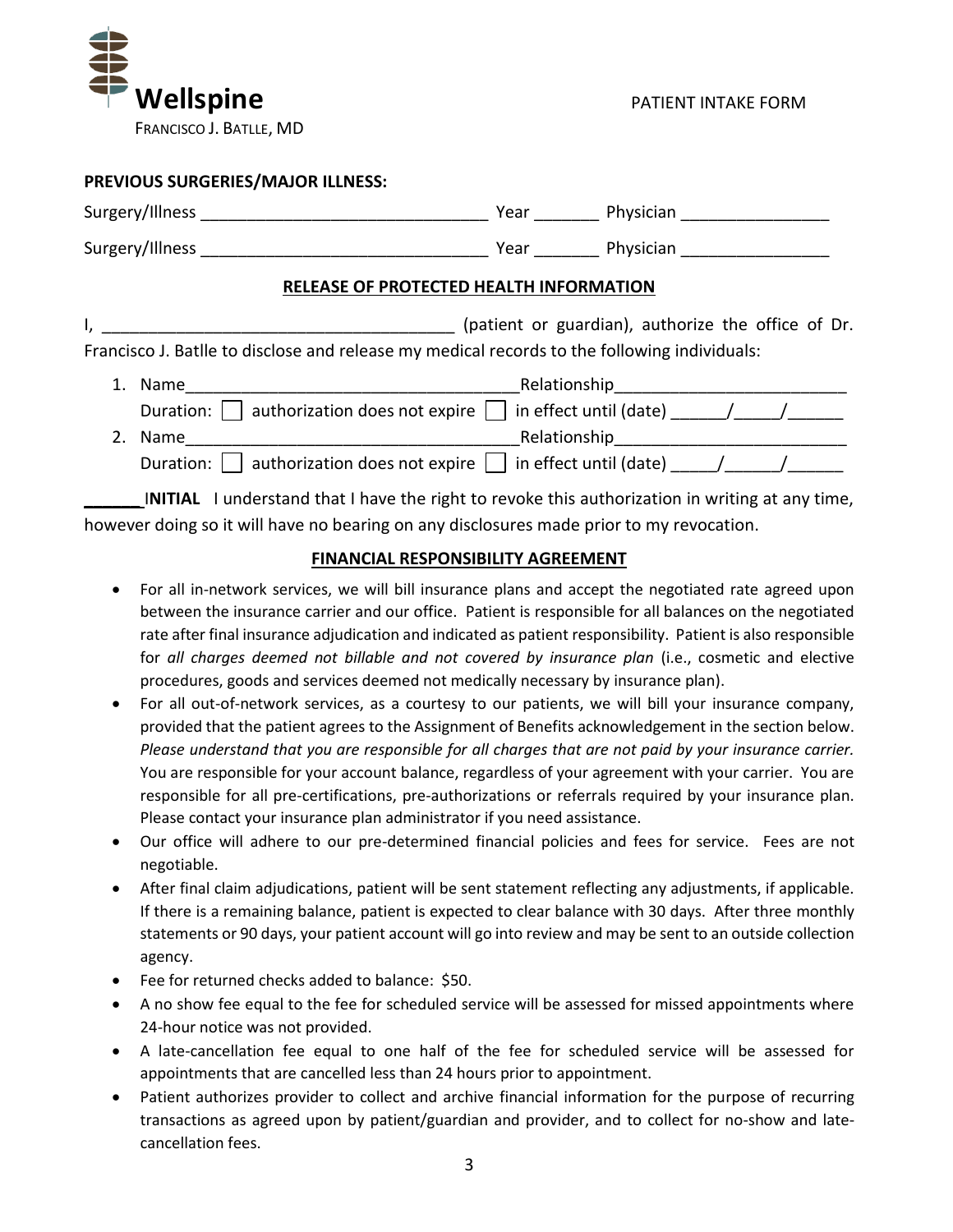**Wellspine**

FRANCISCO J. BATLLE, MD

PATIENT INTAKE FORM

**PREVIOUS SURGERIES/MAJOR ILLNESS:**

Surgery/Illness _______________________________ Year _______ Physician ________________

Surgery/Illness _______________________________ Year _______ Physician ________________

## RELEASE OF PROTECTED HEALTH INFORMATION

I, ______________________________________ (patient or guardian), authorize the office of Dr. Francisco J. Batlle to disclose and release my medical records to the following individuals:

1. Name___________________________________Relationship_________________________
   Duration: ☐ authorization does not expire ☐ in effect until (date) ______/_____/______
2. Name___________________________________Relationship_________________________
   Duration: ☐ authorization does not expire ☐ in effect until (date) _____/______/______

______ **INITIAL** I understand that I have the right to revoke this authorization in writing at any time, however doing so it will have no bearing on any disclosures made prior to my revocation.

## FINANCIAL RESPONSIBILITY AGREEMENT

- For all in-network services, we will bill insurance plans and accept the negotiated rate agreed upon between the insurance carrier and our office. Patient is responsible for all balances on the negotiated rate after final insurance adjudication and indicated as patient responsibility. Patient is also responsible for *all charges deemed not billable and not covered by insurance plan* (i.e., cosmetic and elective procedures, goods and services deemed not medically necessary by insurance plan).
- For all out-of-network services, as a courtesy to our patients, we will bill your insurance company, provided that the patient agrees to the Assignment of Benefits acknowledgement in the section below. *Please understand that you are responsible for all charges that are not paid by your insurance carrier.* You are responsible for your account balance, regardless of your agreement with your carrier. You are responsible for all pre-certifications, pre-authorizations or referrals required by your insurance plan. Please contact your insurance plan administrator if you need assistance.
- Our office will adhere to our pre-determined financial policies and fees for service. Fees are not negotiable.
- After final claim adjudications, patient will be sent statement reflecting any adjustments, if applicable. If there is a remaining balance, patient is expected to clear balance with 30 days. After three monthly statements or 90 days, your patient account will go into review and may be sent to an outside collection agency.
- Fee for returned checks added to balance: $50.
- A no show fee equal to the fee for scheduled service will be assessed for missed appointments where 24-hour notice was not provided.
- A late-cancellation fee equal to one half of the fee for scheduled service will be assessed for appointments that are cancelled less than 24 hours prior to appointment.
- Patient authorizes provider to collect and archive financial information for the purpose of recurring transactions as agreed upon by patient/guardian and provider, and to collect for no-show and late-cancellation fees.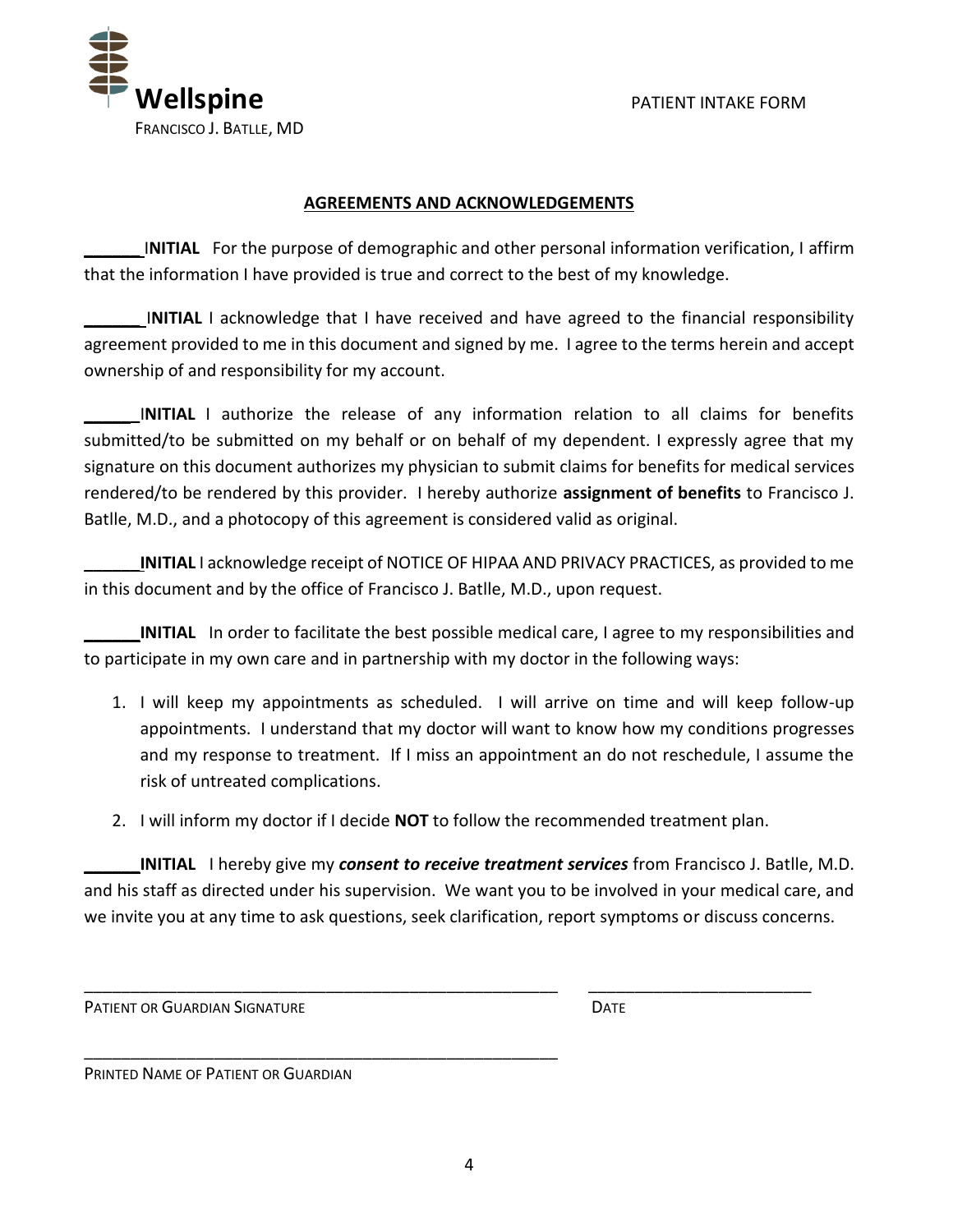**Wellspine**

FRANCISCO J. BATLLE, MD

PATIENT INTAKE FORM

## AGREEMENTS AND ACKNOWLEDGEMENTS

______ **INITIAL** For the purpose of demographic and other personal information verification, I affirm that the information I have provided is true and correct to the best of my knowledge.

______ **INITIAL** I acknowledge that I have received and have agreed to the financial responsibility agreement provided to me in this document and signed by me. I agree to the terms herein and accept ownership of and responsibility for my account.

______ **INITIAL** I authorize the release of any information relation to all claims for benefits submitted/to be submitted on my behalf or on behalf of my dependent. I expressly agree that my signature on this document authorizes my physician to submit claims for benefits for medical services rendered/to be rendered by this provider. I hereby authorize **assignment of benefits** to Francisco J. Batlle, M.D., and a photocopy of this agreement is considered valid as original.

______ **INITIAL** I acknowledge receipt of NOTICE OF HIPAA AND PRIVACY PRACTICES, as provided to me in this document and by the office of Francisco J. Batlle, M.D., upon request.

______ **INITIAL** In order to facilitate the best possible medical care, I agree to my responsibilities and to participate in my own care and in partnership with my doctor in the following ways:

1. I will keep my appointments as scheduled. I will arrive on time and will keep follow-up appointments. I understand that my doctor will want to know how my conditions progresses and my response to treatment. If I miss an appointment an do not reschedule, I assume the risk of untreated complications.
2. I will inform my doctor if I decide **NOT** to follow the recommended treatment plan.

______ **INITIAL** I hereby give my ***consent to receive treatment services*** from Francisco J. Batlle, M.D. and his staff as directed under his supervision. We want you to be involved in your medical care, and we invite you at any time to ask questions, seek clarification, report symptoms or discuss concerns.

_____________________________________________________ ________________________

PATIENT OR GUARDIAN SIGNATURE DATE

_____________________________________________________

PRINTED NAME OF PATIENT OR GUARDIAN